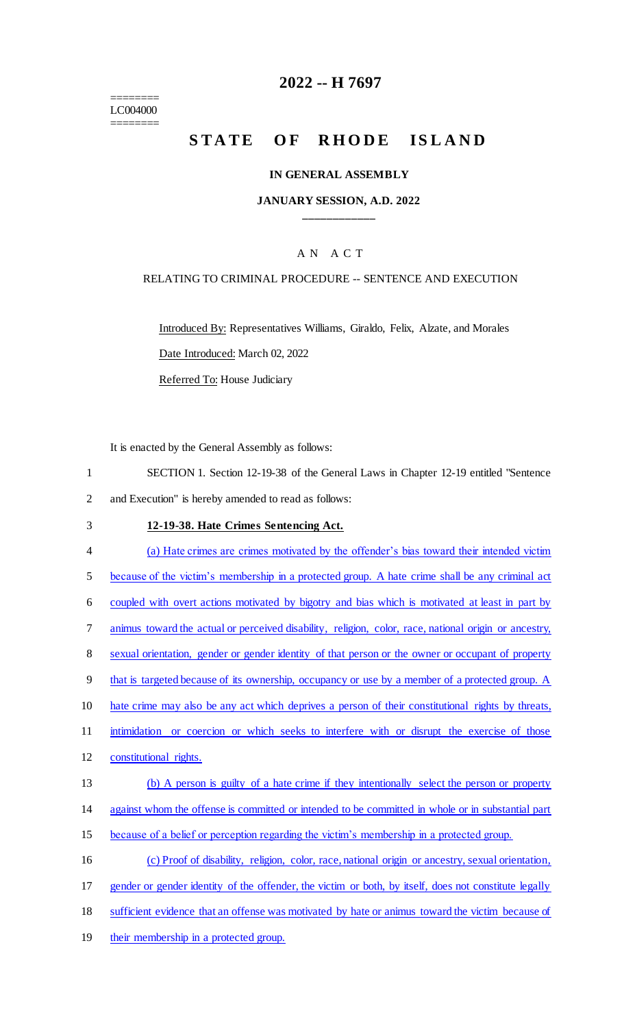========
LC004000
========

# 2022 -- H 7697

# STATE OF RHODE ISLAND

### IN GENERAL ASSEMBLY

### JANUARY SESSION, A.D. 2022

____________

A N A C T

RELATING TO CRIMINAL PROCEDURE -- SENTENCE AND EXECUTION

Introduced By: Representatives Williams, Giraldo, Felix, Alzate, and Morales

Date Introduced: March 02, 2022

Referred To: House Judiciary

It is enacted by the General Assembly as follows:

SECTION 1. Section 12-19-38 of the General Laws in Chapter 12-19 entitled "Sentence and Execution" is hereby amended to read as follows:

**12-19-38. Hate Crimes Sentencing Act.**

(a) Hate crimes are crimes motivated by the offender's bias toward their intended victim because of the victim's membership in a protected group. A hate crime shall be any criminal act coupled with overt actions motivated by bigotry and bias which is motivated at least in part by animus toward the actual or perceived disability, religion, color, race, national origin or ancestry, sexual orientation, gender or gender identity of that person or the owner or occupant of property that is targeted because of its ownership, occupancy or use by a member of a protected group. A hate crime may also be any act which deprives a person of their constitutional rights by threats, intimidation or coercion or which seeks to interfere with or disrupt the exercise of those constitutional rights.

(b) A person is guilty of a hate crime if they intentionally select the person or property against whom the offense is committed or intended to be committed in whole or in substantial part because of a belief or perception regarding the victim's membership in a protected group.

(c) Proof of disability, religion, color, race, national origin or ancestry, sexual orientation, gender or gender identity of the offender, the victim or both, by itself, does not constitute legally sufficient evidence that an offense was motivated by hate or animus toward the victim because of their membership in a protected group.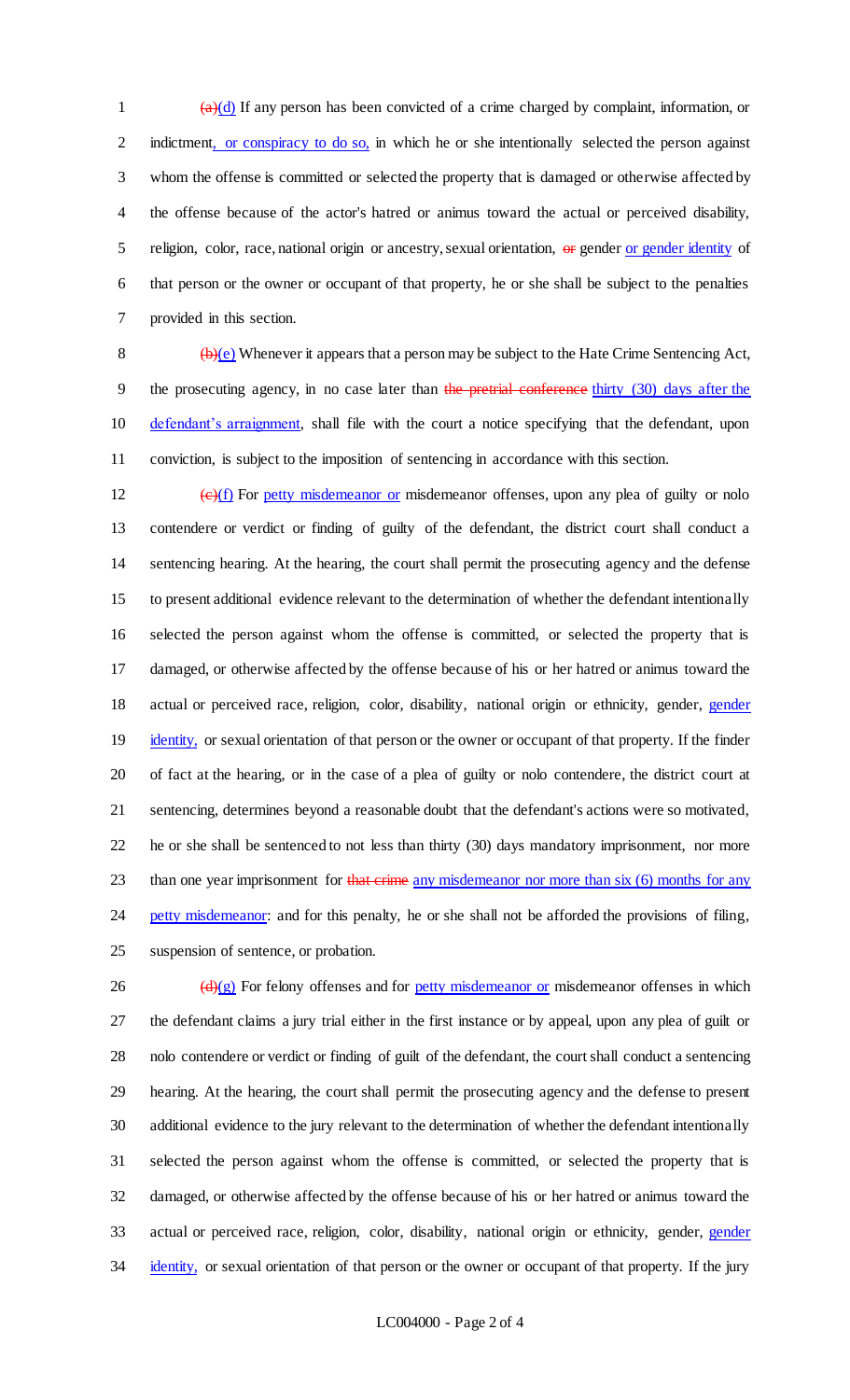~~(a)~~(d) If any person has been convicted of a crime charged by complaint, information, or indictment, or conspiracy to do so, in which he or she intentionally selected the person against whom the offense is committed or selected the property that is damaged or otherwise affected by the offense because of the actor's hatred or animus toward the actual or perceived disability, religion, color, race, national origin or ancestry, sexual orientation, ~~or~~ gender or gender identity of that person or the owner or occupant of that property, he or she shall be subject to the penalties provided in this section.

~~(b)~~(e) Whenever it appears that a person may be subject to the Hate Crime Sentencing Act, the prosecuting agency, in no case later than ~~the pretrial conference~~ thirty (30) days after the defendant's arraignment, shall file with the court a notice specifying that the defendant, upon conviction, is subject to the imposition of sentencing in accordance with this section.

~~(c)~~(f) For petty misdemeanor or misdemeanor offenses, upon any plea of guilty or nolo contendere or verdict or finding of guilty of the defendant, the district court shall conduct a sentencing hearing. At the hearing, the court shall permit the prosecuting agency and the defense to present additional evidence relevant to the determination of whether the defendant intentionally selected the person against whom the offense is committed, or selected the property that is damaged, or otherwise affected by the offense because of his or her hatred or animus toward the actual or perceived race, religion, color, disability, national origin or ethnicity, gender, gender identity, or sexual orientation of that person or the owner or occupant of that property. If the finder of fact at the hearing, or in the case of a plea of guilty or nolo contendere, the district court at sentencing, determines beyond a reasonable doubt that the defendant's actions were so motivated, he or she shall be sentenced to not less than thirty (30) days mandatory imprisonment, nor more than one year imprisonment for ~~that crime~~ any misdemeanor nor more than six (6) months for any petty misdemeanor: and for this penalty, he or she shall not be afforded the provisions of filing, suspension of sentence, or probation.

~~(d)~~(g) For felony offenses and for petty misdemeanor or misdemeanor offenses in which the defendant claims a jury trial either in the first instance or by appeal, upon any plea of guilt or nolo contendere or verdict or finding of guilt of the defendant, the court shall conduct a sentencing hearing. At the hearing, the court shall permit the prosecuting agency and the defense to present additional evidence to the jury relevant to the determination of whether the defendant intentionally selected the person against whom the offense is committed, or selected the property that is damaged, or otherwise affected by the offense because of his or her hatred or animus toward the actual or perceived race, religion, color, disability, national origin or ethnicity, gender, gender identity, or sexual orientation of that person or the owner or occupant of that property. If the jury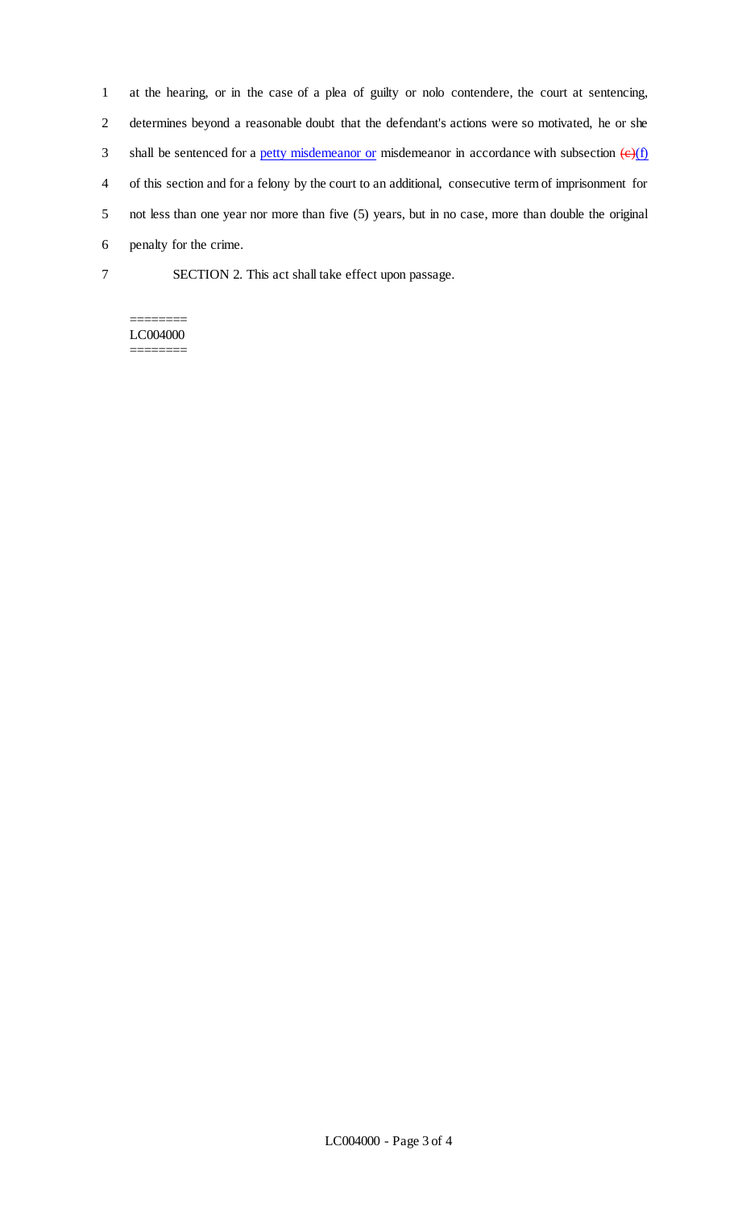at the hearing, or in the case of a plea of guilty or nolo contendere, the court at sentencing, determines beyond a reasonable doubt that the defendant's actions were so motivated, he or she shall be sentenced for a petty misdemeanor or misdemeanor in accordance with subsection ~~(c)~~(f) of this section and for a felony by the court to an additional, consecutive term of imprisonment for not less than one year nor more than five (5) years, but in no case, more than double the original penalty for the crime.

SECTION 2. This act shall take effect upon passage.

========
LC004000
========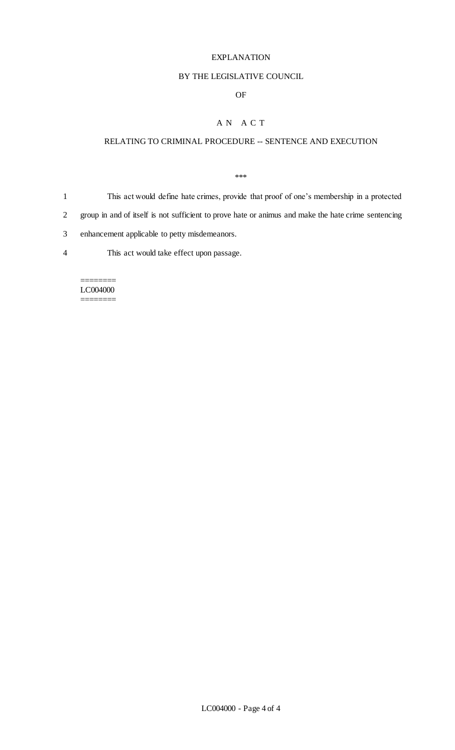EXPLANATION

BY THE LEGISLATIVE COUNCIL

OF

A N A C T

RELATING TO CRIMINAL PROCEDURE -- SENTENCE AND EXECUTION

\*\*\*

This act would define hate crimes, provide that proof of one's membership in a protected group in and of itself is not sufficient to prove hate or animus and make the hate crime sentencing enhancement applicable to petty misdemeanors.

This act would take effect upon passage.

========
LC004000
========